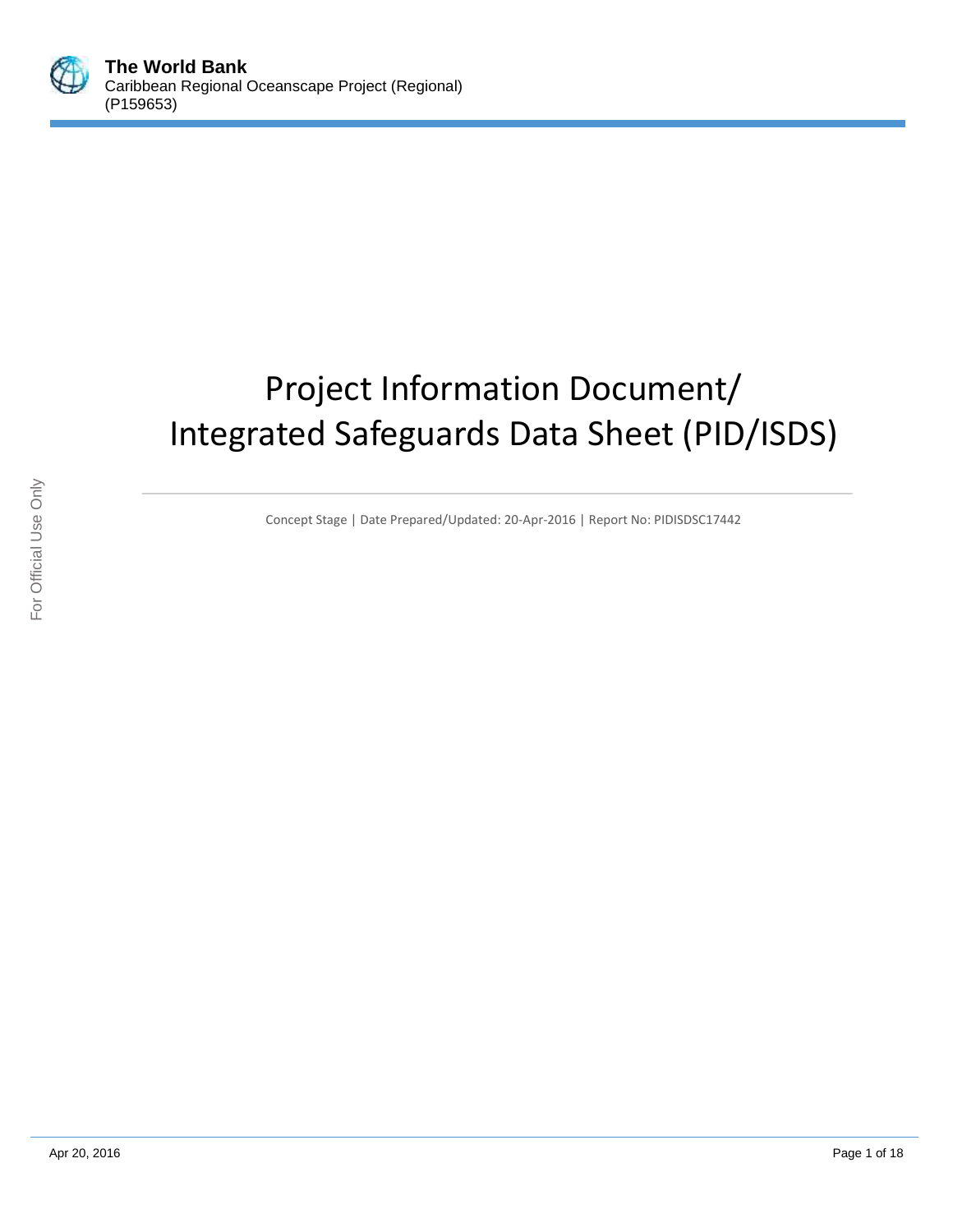# Project Information Document/ Integrated Safeguards Data Sheet (PID/ISDS)

Concept Stage | Date Prepared/Updated: 20-Apr-2016 | Report No: PIDISDSC17442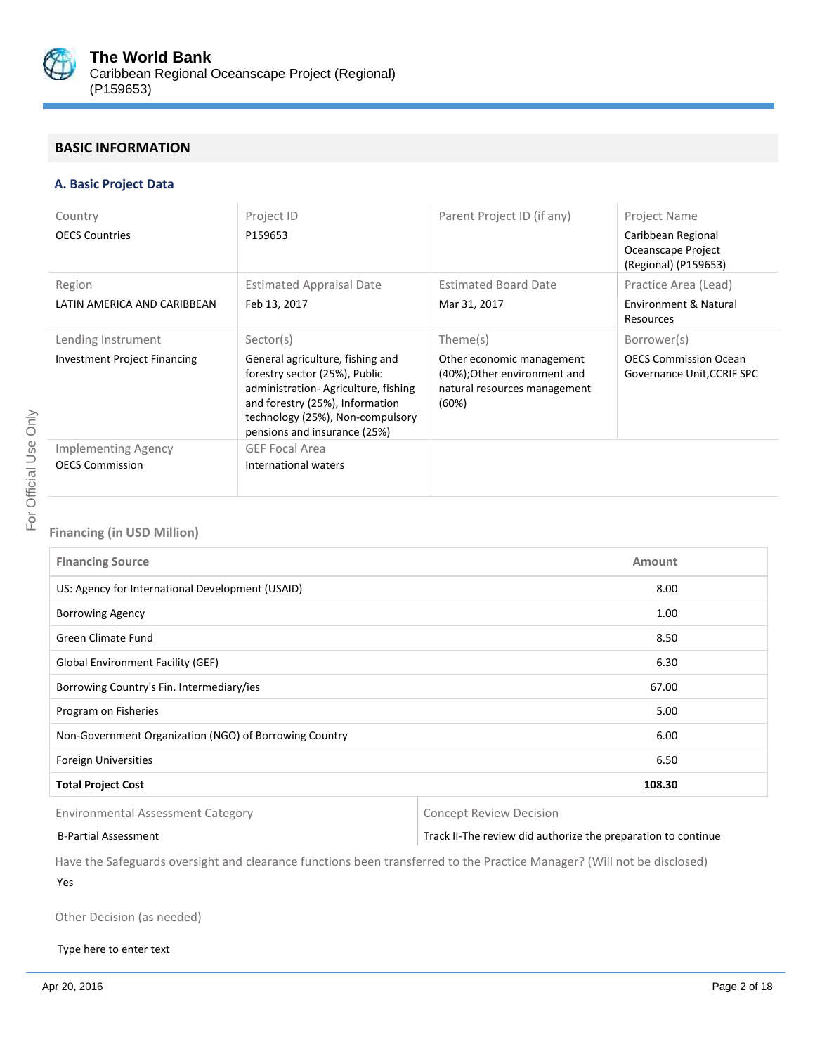## BASIC INFORMATION

### A. Basic Project Data

| Country | Project ID | Parent Project ID (if any) | Project Name |
|---|---|---|---|
| OECS Countries | P159653 | | Caribbean Regional Oceanscape Project (Regional) (P159653) |
| **Region** | **Estimated Appraisal Date** | **Estimated Board Date** | **Practice Area (Lead)** |
| LATIN AMERICA AND CARIBBEAN | Feb 13, 2017 | Mar 31, 2017 | Environment & Natural Resources |
| **Lending Instrument** | **Sector(s)** | **Theme(s)** | **Borrower(s)** |
| Investment Project Financing | General agriculture, fishing and forestry sector (25%), Public administration- Agriculture, fishing and forestry (25%), Information technology (25%), Non-compulsory pensions and insurance (25%) | Other economic management (40%);Other environment and natural resources management (60%) | OECS Commission Ocean Governance Unit,CCRIF SPC |
| **Implementing Agency** | **GEF Focal Area** | | |
| OECS Commission | International waters | | |

**Financing (in USD Million)**

| Financing Source | Amount |
|---|---|
| US: Agency for International Development (USAID) | 8.00 |
| Borrowing Agency | 1.00 |
| Green Climate Fund | 8.50 |
| Global Environment Facility (GEF) | 6.30 |
| Borrowing Country's Fin. Intermediary/ies | 67.00 |
| Program on Fisheries | 5.00 |
| Non-Government Organization (NGO) of Borrowing Country | 6.00 |
| Foreign Universities | 6.50 |
| **Total Project Cost** | **108.30** |

| Environmental Assessment Category | Concept Review Decision |
|---|---|
| B-Partial Assessment | Track II-The review did authorize the preparation to continue |

Have the Safeguards oversight and clearance functions been transferred to the Practice Manager? (Will not be disclosed)

Yes

Other Decision (as needed)

Type here to enter text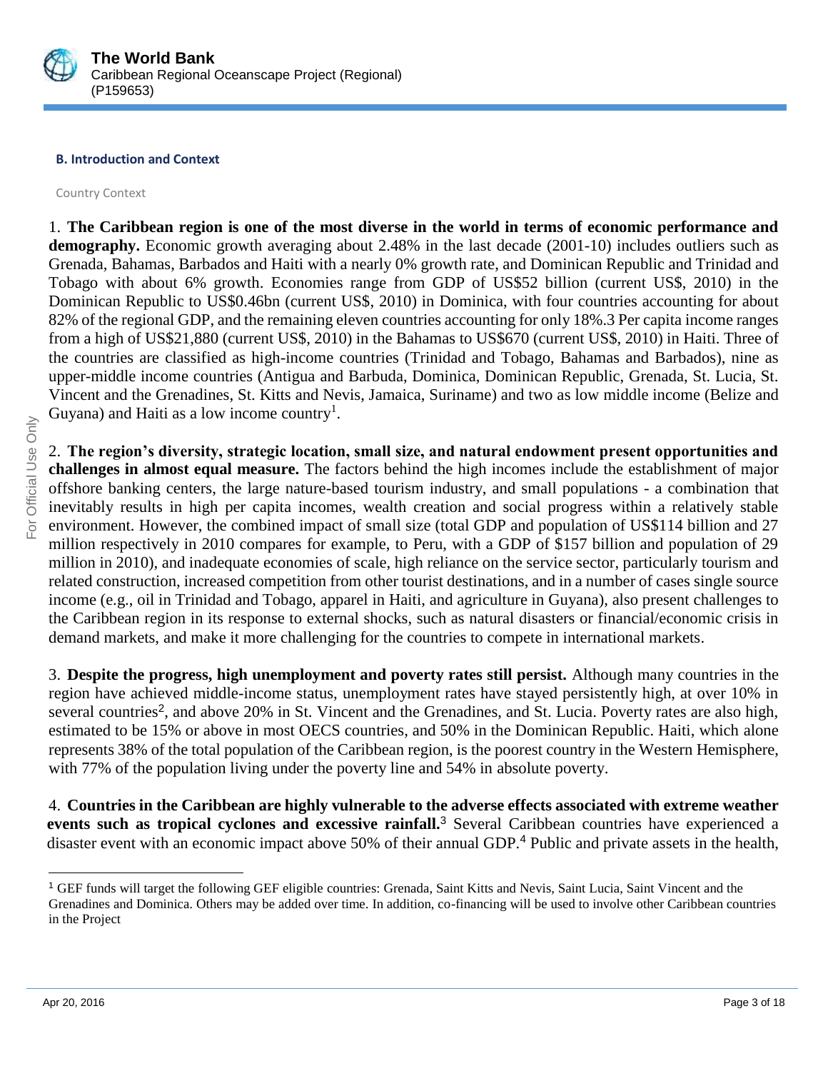### B. Introduction and Context

Country Context

1. **The Caribbean region is one of the most diverse in the world in terms of economic performance and demography.** Economic growth averaging about 2.48% in the last decade (2001-10) includes outliers such as Grenada, Bahamas, Barbados and Haiti with a nearly 0% growth rate, and Dominican Republic and Trinidad and Tobago with about 6% growth. Economies range from GDP of US$52 billion (current US$, 2010) in the Dominican Republic to US$0.46bn (current US$, 2010) in Dominica, with four countries accounting for about 82% of the regional GDP, and the remaining eleven countries accounting for only 18%.3 Per capita income ranges from a high of US$21,880 (current US$, 2010) in the Bahamas to US$670 (current US$, 2010) in Haiti. Three of the countries are classified as high-income countries (Trinidad and Tobago, Bahamas and Barbados), nine as upper-middle income countries (Antigua and Barbuda, Dominica, Dominican Republic, Grenada, St. Lucia, St. Vincent and the Grenadines, St. Kitts and Nevis, Jamaica, Suriname) and two as low middle income (Belize and Guyana) and Haiti as a low income country[1].

2. **The region's diversity, strategic location, small size, and natural endowment present opportunities and challenges in almost equal measure.** The factors behind the high incomes include the establishment of major offshore banking centers, the large nature-based tourism industry, and small populations - a combination that inevitably results in high per capita incomes, wealth creation and social progress within a relatively stable environment. However, the combined impact of small size (total GDP and population of US$114 billion and 27 million respectively in 2010 compares for example, to Peru, with a GDP of $157 billion and population of 29 million in 2010), and inadequate economies of scale, high reliance on the service sector, particularly tourism and related construction, increased competition from other tourist destinations, and in a number of cases single source income (e.g., oil in Trinidad and Tobago, apparel in Haiti, and agriculture in Guyana), also present challenges to the Caribbean region in its response to external shocks, such as natural disasters or financial/economic crisis in demand markets, and make it more challenging for the countries to compete in international markets.

3. **Despite the progress, high unemployment and poverty rates still persist.** Although many countries in the region have achieved middle-income status, unemployment rates have stayed persistently high, at over 10% in several countries[2], and above 20% in St. Vincent and the Grenadines, and St. Lucia. Poverty rates are also high, estimated to be 15% or above in most OECS countries, and 50% in the Dominican Republic. Haiti, which alone represents 38% of the total population of the Caribbean region, is the poorest country in the Western Hemisphere, with 77% of the population living under the poverty line and 54% in absolute poverty.

4. **Countries in the Caribbean are highly vulnerable to the adverse effects associated with extreme weather events such as tropical cyclones and excessive rainfall.**[3] Several Caribbean countries have experienced a disaster event with an economic impact above 50% of their annual GDP.[4] Public and private assets in the health,

---

[1] GEF funds will target the following GEF eligible countries: Grenada, Saint Kitts and Nevis, Saint Lucia, Saint Vincent and the Grenadines and Dominica. Others may be added over time. In addition, co-financing will be used to involve other Caribbean countries in the Project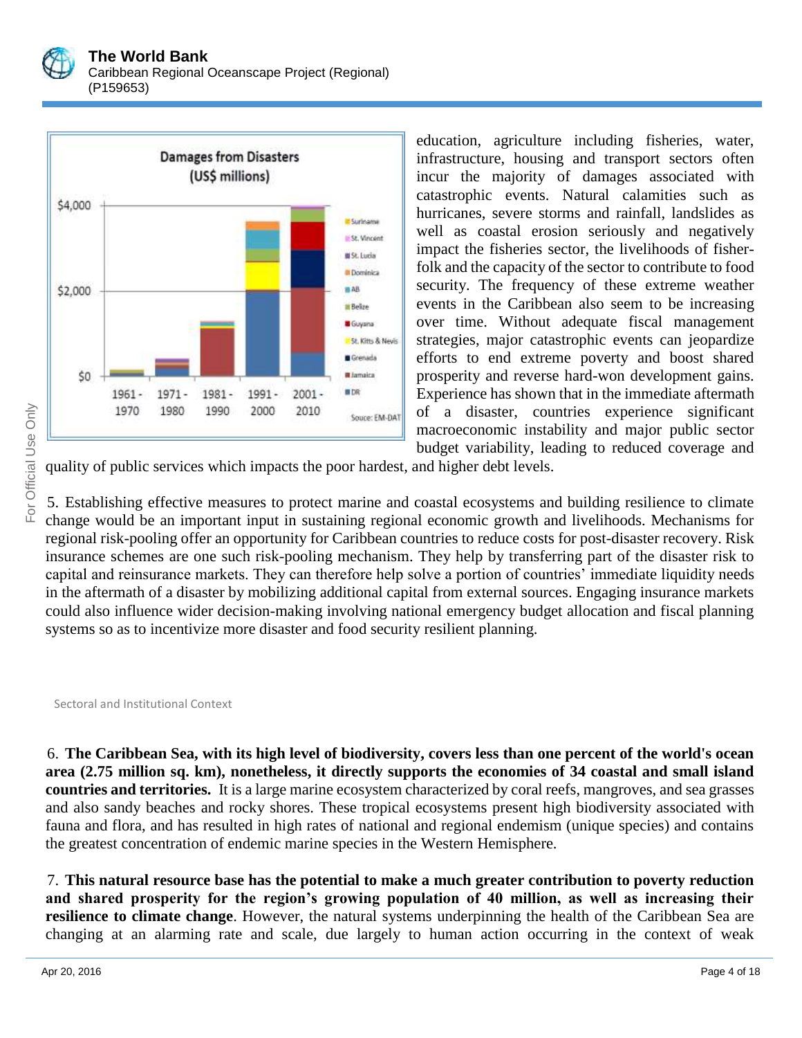education, agriculture including fisheries, water, infrastructure, housing and transport sectors often incur the majority of damages associated with catastrophic events. Natural calamities such as hurricanes, severe storms and rainfall, landslides as well as coastal erosion seriously and negatively impact the fisheries sector, the livelihoods of fisher-folk and the capacity of the sector to contribute to food security. The frequency of these extreme weather events in the Caribbean also seem to be increasing over time. Without adequate fiscal management strategies, major catastrophic events can jeopardize efforts to end extreme poverty and boost shared prosperity and reverse hard-won development gains. Experience has shown that in the immediate aftermath of a disaster, countries experience significant macroeconomic instability and major public sector budget variability, leading to reduced coverage and quality of public services which impacts the poor hardest, and higher debt levels.

5. Establishing effective measures to protect marine and coastal ecosystems and building resilience to climate change would be an important input in sustaining regional economic growth and livelihoods. Mechanisms for regional risk-pooling offer an opportunity for Caribbean countries to reduce costs for post-disaster recovery. Risk insurance schemes are one such risk-pooling mechanism. They help by transferring part of the disaster risk to capital and reinsurance markets. They can therefore help solve a portion of countries' immediate liquidity needs in the aftermath of a disaster by mobilizing additional capital from external sources. Engaging insurance markets could also influence wider decision-making involving national emergency budget allocation and fiscal planning systems so as to incentivize more disaster and food security resilient planning.

Sectoral and Institutional Context

6. **The Caribbean Sea, with its high level of biodiversity, covers less than one percent of the world's ocean area (2.75 million sq. km), nonetheless, it directly supports the economies of 34 coastal and small island countries and territories.** It is a large marine ecosystem characterized by coral reefs, mangroves, and sea grasses and also sandy beaches and rocky shores. These tropical ecosystems present high biodiversity associated with fauna and flora, and has resulted in high rates of national and regional endemism (unique species) and contains the greatest concentration of endemic marine species in the Western Hemisphere.

7. **This natural resource base has the potential to make a much greater contribution to poverty reduction and shared prosperity for the region's growing population of 40 million, as well as increasing their resilience to climate change**. However, the natural systems underpinning the health of the Caribbean Sea are changing at an alarming rate and scale, due largely to human action occurring in the context of weak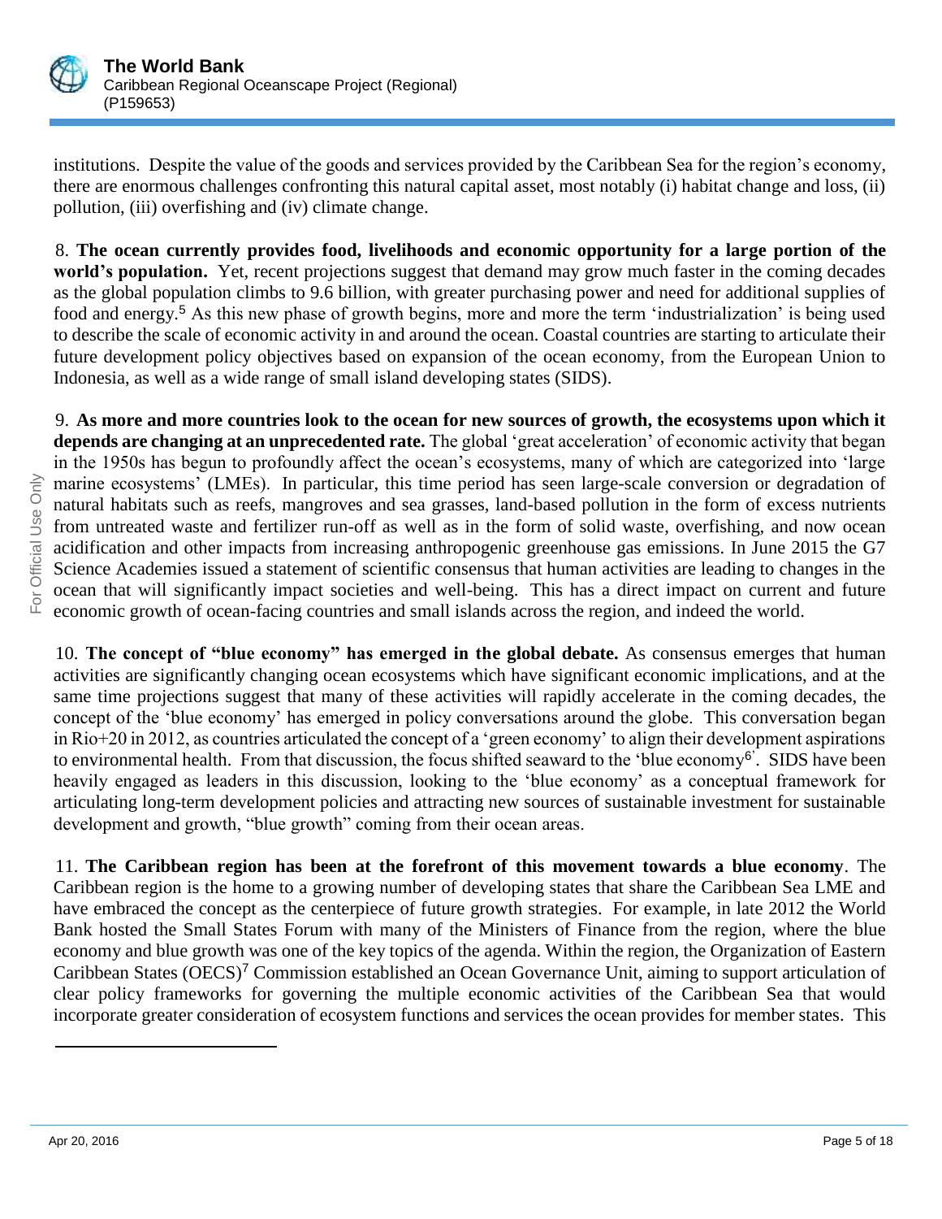institutions. Despite the value of the goods and services provided by the Caribbean Sea for the region's economy, there are enormous challenges confronting this natural capital asset, most notably (i) habitat change and loss, (ii) pollution, (iii) overfishing and (iv) climate change.

8. **The ocean currently provides food, livelihoods and economic opportunity for a large portion of the world's population.** Yet, recent projections suggest that demand may grow much faster in the coming decades as the global population climbs to 9.6 billion, with greater purchasing power and need for additional supplies of food and energy.[5] As this new phase of growth begins, more and more the term 'industrialization' is being used to describe the scale of economic activity in and around the ocean. Coastal countries are starting to articulate their future development policy objectives based on expansion of the ocean economy, from the European Union to Indonesia, as well as a wide range of small island developing states (SIDS).

9. **As more and more countries look to the ocean for new sources of growth, the ecosystems upon which it depends are changing at an unprecedented rate.** The global 'great acceleration' of economic activity that began in the 1950s has begun to profoundly affect the ocean's ecosystems, many of which are categorized into 'large marine ecosystems' (LMEs). In particular, this time period has seen large-scale conversion or degradation of natural habitats such as reefs, mangroves and sea grasses, land-based pollution in the form of excess nutrients from untreated waste and fertilizer run-off as well as in the form of solid waste, overfishing, and now ocean acidification and other impacts from increasing anthropogenic greenhouse gas emissions. In June 2015 the G7 Science Academies issued a statement of scientific consensus that human activities are leading to changes in the ocean that will significantly impact societies and well-being. This has a direct impact on current and future economic growth of ocean-facing countries and small islands across the region, and indeed the world.

10. **The concept of "blue economy" has emerged in the global debate.** As consensus emerges that human activities are significantly changing ocean ecosystems which have significant economic implications, and at the same time projections suggest that many of these activities will rapidly accelerate in the coming decades, the concept of the 'blue economy' has emerged in policy conversations around the globe. This conversation began in Rio+20 in 2012, as countries articulated the concept of a 'green economy' to align their development aspirations to environmental health. From that discussion, the focus shifted seaward to the 'blue economy[6]'. SIDS have been heavily engaged as leaders in this discussion, looking to the 'blue economy' as a conceptual framework for articulating long-term development policies and attracting new sources of sustainable investment for sustainable development and growth, "blue growth" coming from their ocean areas.

11. **The Caribbean region has been at the forefront of this movement towards a blue economy**. The Caribbean region is the home to a growing number of developing states that share the Caribbean Sea LME and have embraced the concept as the centerpiece of future growth strategies. For example, in late 2012 the World Bank hosted the Small States Forum with many of the Ministers of Finance from the region, where the blue economy and blue growth was one of the key topics of the agenda. Within the region, the Organization of Eastern Caribbean States (OECS)[7] Commission established an Ocean Governance Unit, aiming to support articulation of clear policy frameworks for governing the multiple economic activities of the Caribbean Sea that would incorporate greater consideration of ecosystem functions and services the ocean provides for member states. This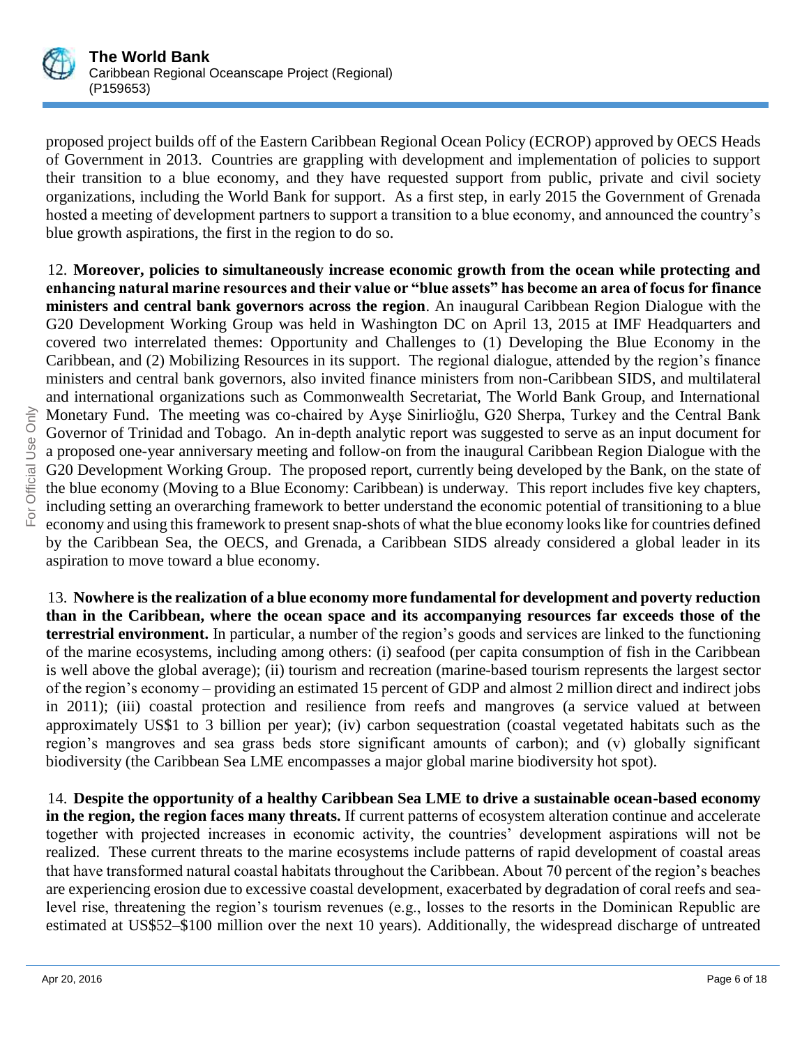proposed project builds off of the Eastern Caribbean Regional Ocean Policy (ECROP) approved by OECS Heads of Government in 2013. Countries are grappling with development and implementation of policies to support their transition to a blue economy, and they have requested support from public, private and civil society organizations, including the World Bank for support. As a first step, in early 2015 the Government of Grenada hosted a meeting of development partners to support a transition to a blue economy, and announced the country's blue growth aspirations, the first in the region to do so.

12. **Moreover, policies to simultaneously increase economic growth from the ocean while protecting and enhancing natural marine resources and their value or "blue assets" has become an area of focus for finance ministers and central bank governors across the region**. An inaugural Caribbean Region Dialogue with the G20 Development Working Group was held in Washington DC on April 13, 2015 at IMF Headquarters and covered two interrelated themes: Opportunity and Challenges to (1) Developing the Blue Economy in the Caribbean, and (2) Mobilizing Resources in its support. The regional dialogue, attended by the region's finance ministers and central bank governors, also invited finance ministers from non-Caribbean SIDS, and multilateral and international organizations such as Commonwealth Secretariat, The World Bank Group, and International Monetary Fund. The meeting was co-chaired by Ayşe Sinirlioğlu, G20 Sherpa, Turkey and the Central Bank Governor of Trinidad and Tobago. An in-depth analytic report was suggested to serve as an input document for a proposed one-year anniversary meeting and follow-on from the inaugural Caribbean Region Dialogue with the G20 Development Working Group. The proposed report, currently being developed by the Bank, on the state of the blue economy (Moving to a Blue Economy: Caribbean) is underway. This report includes five key chapters, including setting an overarching framework to better understand the economic potential of transitioning to a blue economy and using this framework to present snap-shots of what the blue economy looks like for countries defined by the Caribbean Sea, the OECS, and Grenada, a Caribbean SIDS already considered a global leader in its aspiration to move toward a blue economy.

13. **Nowhere is the realization of a blue economy more fundamental for development and poverty reduction than in the Caribbean, where the ocean space and its accompanying resources far exceeds those of the terrestrial environment.** In particular, a number of the region's goods and services are linked to the functioning of the marine ecosystems, including among others: (i) seafood (per capita consumption of fish in the Caribbean is well above the global average); (ii) tourism and recreation (marine-based tourism represents the largest sector of the region's economy – providing an estimated 15 percent of GDP and almost 2 million direct and indirect jobs in 2011); (iii) coastal protection and resilience from reefs and mangroves (a service valued at between approximately US$1 to 3 billion per year); (iv) carbon sequestration (coastal vegetated habitats such as the region's mangroves and sea grass beds store significant amounts of carbon); and (v) globally significant biodiversity (the Caribbean Sea LME encompasses a major global marine biodiversity hot spot).

14. **Despite the opportunity of a healthy Caribbean Sea LME to drive a sustainable ocean-based economy in the region, the region faces many threats.** If current patterns of ecosystem alteration continue and accelerate together with projected increases in economic activity, the countries' development aspirations will not be realized. These current threats to the marine ecosystems include patterns of rapid development of coastal areas that have transformed natural coastal habitats throughout the Caribbean. About 70 percent of the region's beaches are experiencing erosion due to excessive coastal development, exacerbated by degradation of coral reefs and sea-level rise, threatening the region's tourism revenues (e.g., losses to the resorts in the Dominican Republic are estimated at US$52–$100 million over the next 10 years). Additionally, the widespread discharge of untreated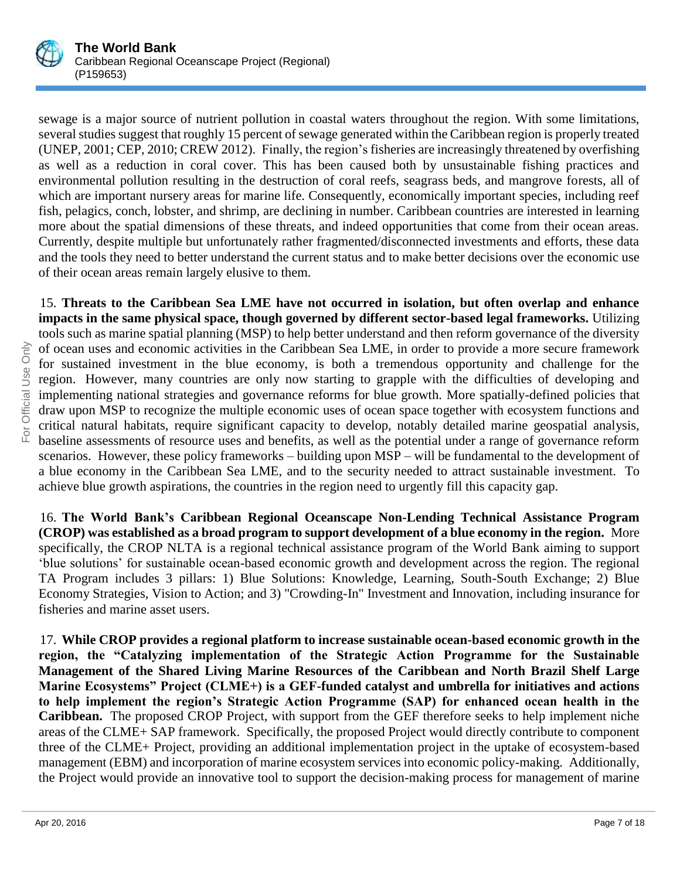sewage is a major source of nutrient pollution in coastal waters throughout the region. With some limitations, several studies suggest that roughly 15 percent of sewage generated within the Caribbean region is properly treated (UNEP, 2001; CEP, 2010; CREW 2012). Finally, the region's fisheries are increasingly threatened by overfishing as well as a reduction in coral cover. This has been caused both by unsustainable fishing practices and environmental pollution resulting in the destruction of coral reefs, seagrass beds, and mangrove forests, all of which are important nursery areas for marine life. Consequently, economically important species, including reef fish, pelagics, conch, lobster, and shrimp, are declining in number. Caribbean countries are interested in learning more about the spatial dimensions of these threats, and indeed opportunities that come from their ocean areas. Currently, despite multiple but unfortunately rather fragmented/disconnected investments and efforts, these data and the tools they need to better understand the current status and to make better decisions over the economic use of their ocean areas remain largely elusive to them.

15. **Threats to the Caribbean Sea LME have not occurred in isolation, but often overlap and enhance impacts in the same physical space, though governed by different sector-based legal frameworks.** Utilizing tools such as marine spatial planning (MSP) to help better understand and then reform governance of the diversity of ocean uses and economic activities in the Caribbean Sea LME, in order to provide a more secure framework for sustained investment in the blue economy, is both a tremendous opportunity and challenge for the region. However, many countries are only now starting to grapple with the difficulties of developing and implementing national strategies and governance reforms for blue growth. More spatially-defined policies that draw upon MSP to recognize the multiple economic uses of ocean space together with ecosystem functions and critical natural habitats, require significant capacity to develop, notably detailed marine geospatial analysis, baseline assessments of resource uses and benefits, as well as the potential under a range of governance reform scenarios. However, these policy frameworks – building upon MSP – will be fundamental to the development of a blue economy in the Caribbean Sea LME, and to the security needed to attract sustainable investment. To achieve blue growth aspirations, the countries in the region need to urgently fill this capacity gap.

16. **The World Bank's Caribbean Regional Oceanscape Non-Lending Technical Assistance Program (CROP) was established as a broad program to support development of a blue economy in the region.** More specifically, the CROP NLTA is a regional technical assistance program of the World Bank aiming to support 'blue solutions' for sustainable ocean-based economic growth and development across the region. The regional TA Program includes 3 pillars: 1) Blue Solutions: Knowledge, Learning, South-South Exchange; 2) Blue Economy Strategies, Vision to Action; and 3) "Crowding-In" Investment and Innovation, including insurance for fisheries and marine asset users.

17. **While CROP provides a regional platform to increase sustainable ocean-based economic growth in the region, the "Catalyzing implementation of the Strategic Action Programme for the Sustainable Management of the Shared Living Marine Resources of the Caribbean and North Brazil Shelf Large Marine Ecosystems" Project (CLME+) is a GEF-funded catalyst and umbrella for initiatives and actions to help implement the region's Strategic Action Programme (SAP) for enhanced ocean health in the Caribbean.** The proposed CROP Project, with support from the GEF therefore seeks to help implement niche areas of the CLME+ SAP framework. Specifically, the proposed Project would directly contribute to component three of the CLME+ Project, providing an additional implementation project in the uptake of ecosystem-based management (EBM) and incorporation of marine ecosystem services into economic policy-making. Additionally, the Project would provide an innovative tool to support the decision-making process for management of marine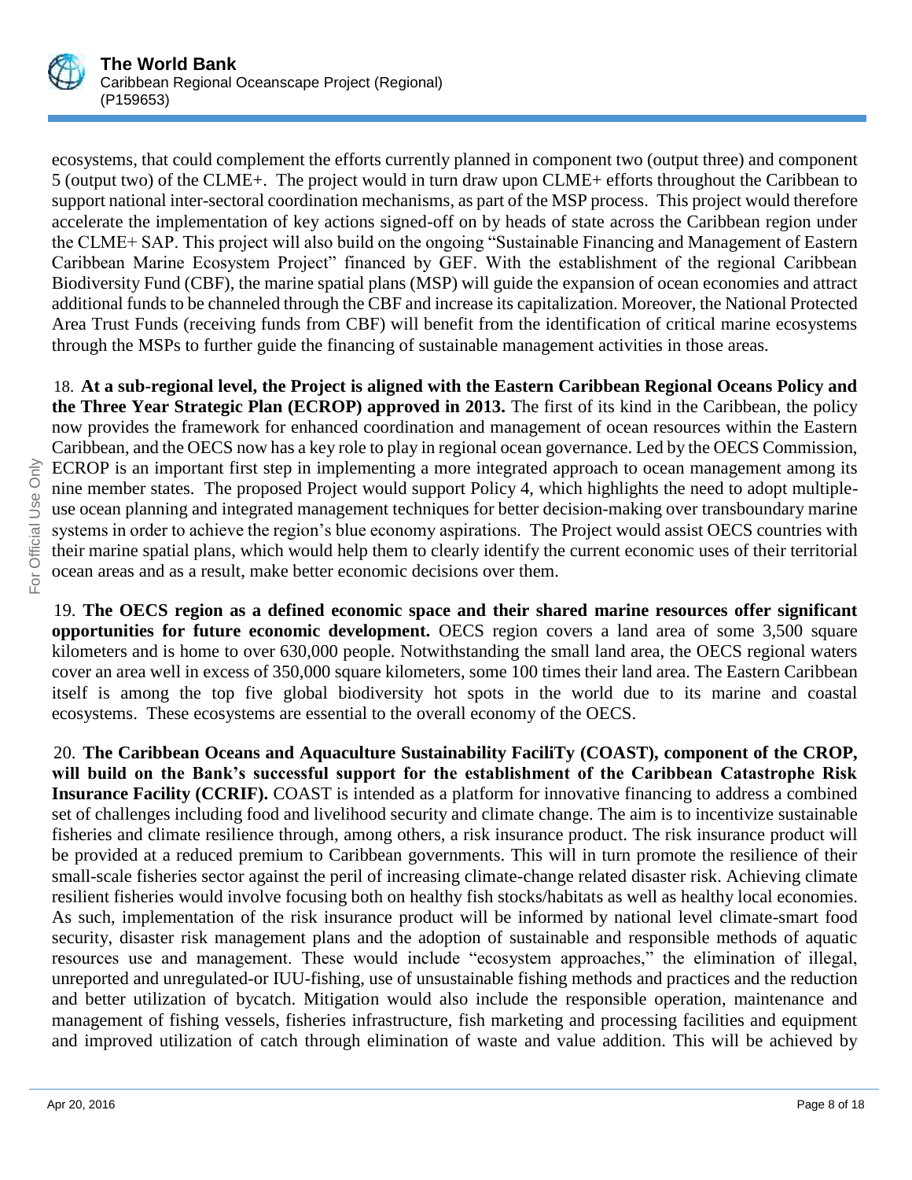ecosystems, that could complement the efforts currently planned in component two (output three) and component 5 (output two) of the CLME+. The project would in turn draw upon CLME+ efforts throughout the Caribbean to support national inter-sectoral coordination mechanisms, as part of the MSP process. This project would therefore accelerate the implementation of key actions signed-off on by heads of state across the Caribbean region under the CLME+ SAP. This project will also build on the ongoing "Sustainable Financing and Management of Eastern Caribbean Marine Ecosystem Project" financed by GEF. With the establishment of the regional Caribbean Biodiversity Fund (CBF), the marine spatial plans (MSP) will guide the expansion of ocean economies and attract additional funds to be channeled through the CBF and increase its capitalization. Moreover, the National Protected Area Trust Funds (receiving funds from CBF) will benefit from the identification of critical marine ecosystems through the MSPs to further guide the financing of sustainable management activities in those areas.

18. **At a sub-regional level, the Project is aligned with the Eastern Caribbean Regional Oceans Policy and the Three Year Strategic Plan (ECROP) approved in 2013.** The first of its kind in the Caribbean, the policy now provides the framework for enhanced coordination and management of ocean resources within the Eastern Caribbean, and the OECS now has a key role to play in regional ocean governance. Led by the OECS Commission, ECROP is an important first step in implementing a more integrated approach to ocean management among its nine member states. The proposed Project would support Policy 4, which highlights the need to adopt multiple-use ocean planning and integrated management techniques for better decision-making over transboundary marine systems in order to achieve the region's blue economy aspirations. The Project would assist OECS countries with their marine spatial plans, which would help them to clearly identify the current economic uses of their territorial ocean areas and as a result, make better economic decisions over them.

19. **The OECS region as a defined economic space and their shared marine resources offer significant opportunities for future economic development.** OECS region covers a land area of some 3,500 square kilometers and is home to over 630,000 people. Notwithstanding the small land area, the OECS regional waters cover an area well in excess of 350,000 square kilometers, some 100 times their land area. The Eastern Caribbean itself is among the top five global biodiversity hot spots in the world due to its marine and coastal ecosystems. These ecosystems are essential to the overall economy of the OECS.

20. **The Caribbean Oceans and Aquaculture Sustainability FaciliTy (COAST), component of the CROP, will build on the Bank's successful support for the establishment of the Caribbean Catastrophe Risk Insurance Facility (CCRIF).** COAST is intended as a platform for innovative financing to address a combined set of challenges including food and livelihood security and climate change. The aim is to incentivize sustainable fisheries and climate resilience through, among others, a risk insurance product. The risk insurance product will be provided at a reduced premium to Caribbean governments. This will in turn promote the resilience of their small-scale fisheries sector against the peril of increasing climate-change related disaster risk. Achieving climate resilient fisheries would involve focusing both on healthy fish stocks/habitats as well as healthy local economies. As such, implementation of the risk insurance product will be informed by national level climate-smart food security, disaster risk management plans and the adoption of sustainable and responsible methods of aquatic resources use and management. These would include "ecosystem approaches," the elimination of illegal, unreported and unregulated-or IUU-fishing, use of unsustainable fishing methods and practices and the reduction and better utilization of bycatch. Mitigation would also include the responsible operation, maintenance and management of fishing vessels, fisheries infrastructure, fish marketing and processing facilities and equipment and improved utilization of catch through elimination of waste and value addition. This will be achieved by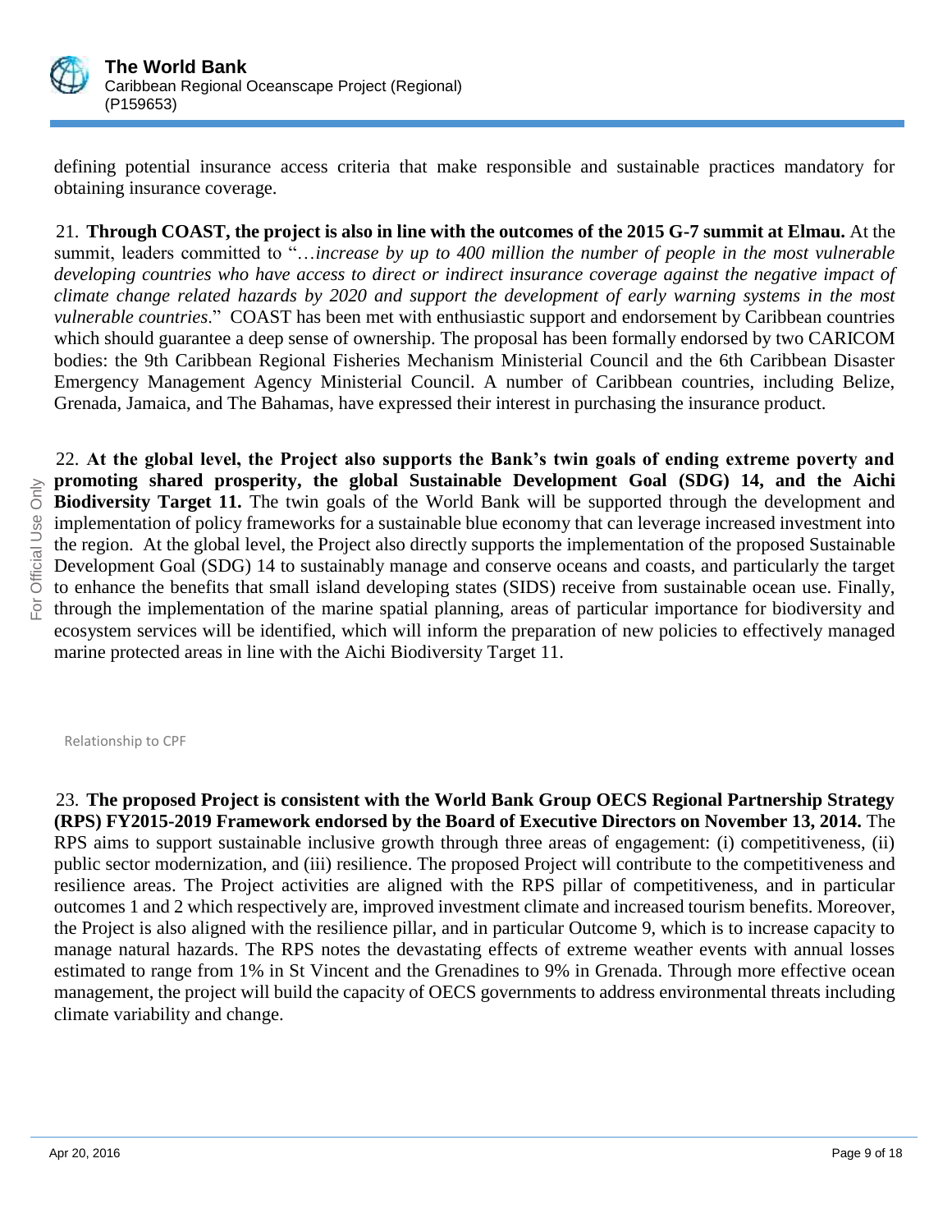defining potential insurance access criteria that make responsible and sustainable practices mandatory for obtaining insurance coverage.

21. **Through COAST, the project is also in line with the outcomes of the 2015 G-7 summit at Elmau.** At the summit, leaders committed to "…*increase by up to 400 million the number of people in the most vulnerable developing countries who have access to direct or indirect insurance coverage against the negative impact of climate change related hazards by 2020 and support the development of early warning systems in the most vulnerable countries*." COAST has been met with enthusiastic support and endorsement by Caribbean countries which should guarantee a deep sense of ownership. The proposal has been formally endorsed by two CARICOM bodies: the 9th Caribbean Regional Fisheries Mechanism Ministerial Council and the 6th Caribbean Disaster Emergency Management Agency Ministerial Council. A number of Caribbean countries, including Belize, Grenada, Jamaica, and The Bahamas, have expressed their interest in purchasing the insurance product.

22. **At the global level, the Project also supports the Bank's twin goals of ending extreme poverty and promoting shared prosperity, the global Sustainable Development Goal (SDG) 14, and the Aichi Biodiversity Target 11.** The twin goals of the World Bank will be supported through the development and implementation of policy frameworks for a sustainable blue economy that can leverage increased investment into the region. At the global level, the Project also directly supports the implementation of the proposed Sustainable Development Goal (SDG) 14 to sustainably manage and conserve oceans and coasts, and particularly the target to enhance the benefits that small island developing states (SIDS) receive from sustainable ocean use. Finally, through the implementation of the marine spatial planning, areas of particular importance for biodiversity and ecosystem services will be identified, which will inform the preparation of new policies to effectively managed marine protected areas in line with the Aichi Biodiversity Target 11.

Relationship to CPF

23. **The proposed Project is consistent with the World Bank Group OECS Regional Partnership Strategy (RPS) FY2015-2019 Framework endorsed by the Board of Executive Directors on November 13, 2014.** The RPS aims to support sustainable inclusive growth through three areas of engagement: (i) competitiveness, (ii) public sector modernization, and (iii) resilience. The proposed Project will contribute to the competitiveness and resilience areas. The Project activities are aligned with the RPS pillar of competitiveness, and in particular outcomes 1 and 2 which respectively are, improved investment climate and increased tourism benefits. Moreover, the Project is also aligned with the resilience pillar, and in particular Outcome 9, which is to increase capacity to manage natural hazards. The RPS notes the devastating effects of extreme weather events with annual losses estimated to range from 1% in St Vincent and the Grenadines to 9% in Grenada. Through more effective ocean management, the project will build the capacity of OECS governments to address environmental threats including climate variability and change.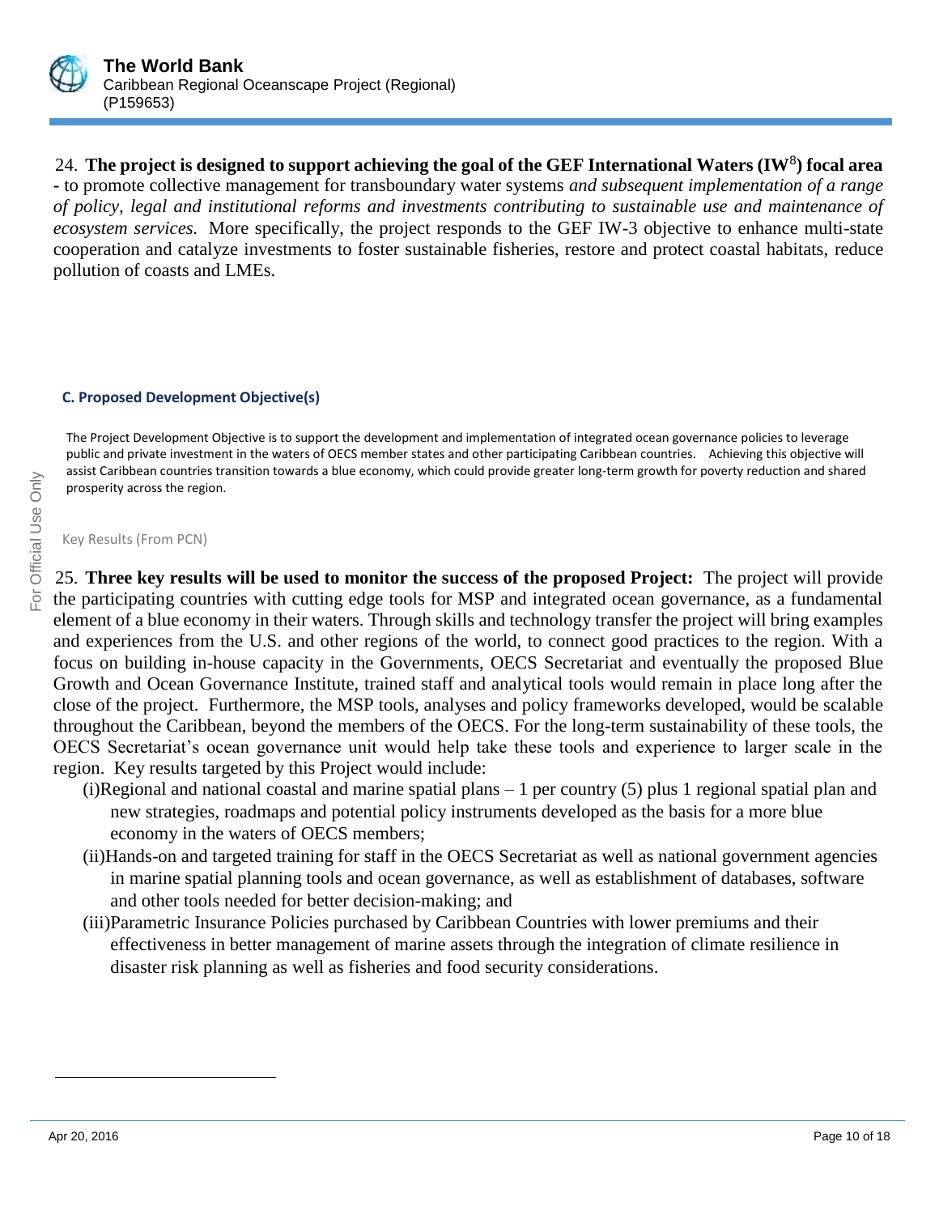24. **The project is designed to support achieving the goal of the GEF International Waters (IW[8]) focal area -** to promote collective management for transboundary water systems *and subsequent implementation of a range of policy, legal and institutional reforms and investments contributing to sustainable use and maintenance of ecosystem services.* More specifically, the project responds to the GEF IW-3 objective to enhance multi-state cooperation and catalyze investments to foster sustainable fisheries, restore and protect coastal habitats, reduce pollution of coasts and LMEs.

### C. Proposed Development Objective(s)

The Project Development Objective is to support the development and implementation of integrated ocean governance policies to leverage public and private investment in the waters of OECS member states and other participating Caribbean countries. Achieving this objective will assist Caribbean countries transition towards a blue economy, which could provide greater long-term growth for poverty reduction and shared prosperity across the region.

Key Results (From PCN)

25. **Three key results will be used to monitor the success of the proposed Project:** The project will provide the participating countries with cutting edge tools for MSP and integrated ocean governance, as a fundamental element of a blue economy in their waters. Through skills and technology transfer the project will bring examples and experiences from the U.S. and other regions of the world, to connect good practices to the region. With a focus on building in-house capacity in the Governments, OECS Secretariat and eventually the proposed Blue Growth and Ocean Governance Institute, trained staff and analytical tools would remain in place long after the close of the project. Furthermore, the MSP tools, analyses and policy frameworks developed, would be scalable throughout the Caribbean, beyond the members of the OECS. For the long-term sustainability of these tools, the OECS Secretariat's ocean governance unit would help take these tools and experience to larger scale in the region. Key results targeted by this Project would include:

(i) Regional and national coastal and marine spatial plans – 1 per country (5) plus 1 regional spatial plan and new strategies, roadmaps and potential policy instruments developed as the basis for a more blue economy in the waters of OECS members;

(ii) Hands-on and targeted training for staff in the OECS Secretariat as well as national government agencies in marine spatial planning tools and ocean governance, as well as establishment of databases, software and other tools needed for better decision-making; and

(iii) Parametric Insurance Policies purchased by Caribbean Countries with lower premiums and their effectiveness in better management of marine assets through the integration of climate resilience in disaster risk planning as well as fisheries and food security considerations.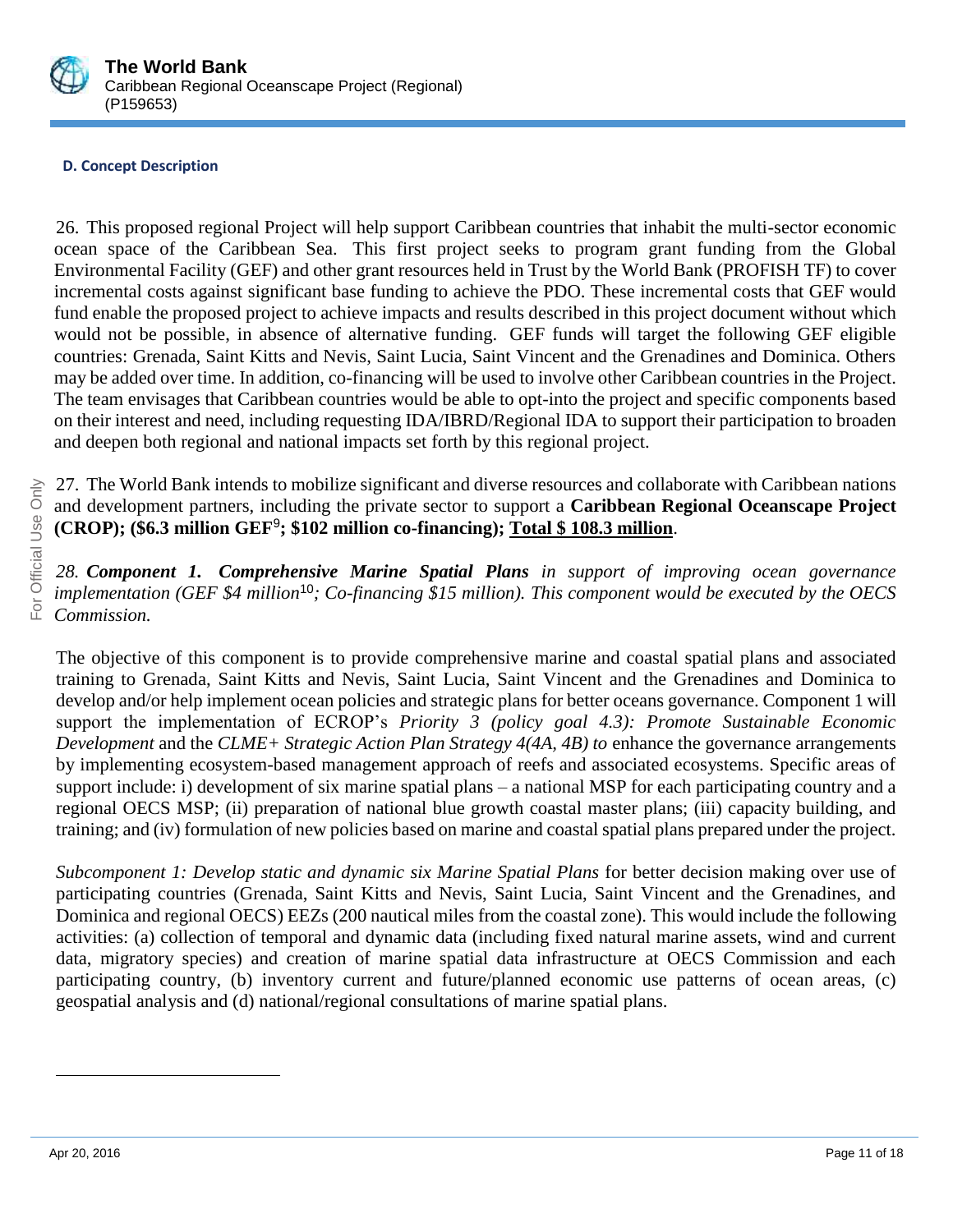#### D. Concept Description

26. This proposed regional Project will help support Caribbean countries that inhabit the multi-sector economic ocean space of the Caribbean Sea. This first project seeks to program grant funding from the Global Environmental Facility (GEF) and other grant resources held in Trust by the World Bank (PROFISH TF) to cover incremental costs against significant base funding to achieve the PDO. These incremental costs that GEF would fund enable the proposed project to achieve impacts and results described in this project document without which would not be possible, in absence of alternative funding. GEF funds will target the following GEF eligible countries: Grenada, Saint Kitts and Nevis, Saint Lucia, Saint Vincent and the Grenadines and Dominica. Others may be added over time. In addition, co-financing will be used to involve other Caribbean countries in the Project. The team envisages that Caribbean countries would be able to opt-into the project and specific components based on their interest and need, including requesting IDA/IBRD/Regional IDA to support their participation to broaden and deepen both regional and national impacts set forth by this regional project.

27. The World Bank intends to mobilize significant and diverse resources and collaborate with Caribbean nations and development partners, including the private sector to support a **Caribbean Regional Oceanscape Project (CROP); ($6.3 million GEF[9]; $102 million co-financing); <u>Total $ 108.3 million</u>**.

*28. **Component 1. Comprehensive Marine Spatial Plans** in support of improving ocean governance implementation (GEF $4 million[10]; Co-financing $15 million). This component would be executed by the OECS Commission.*

The objective of this component is to provide comprehensive marine and coastal spatial plans and associated training to Grenada, Saint Kitts and Nevis, Saint Lucia, Saint Vincent and the Grenadines and Dominica to develop and/or help implement ocean policies and strategic plans for better oceans governance. Component 1 will support the implementation of ECROP's *Priority 3 (policy goal 4.3): Promote Sustainable Economic Development* and the *CLME+ Strategic Action Plan Strategy 4(4A, 4B) to* enhance the governance arrangements by implementing ecosystem-based management approach of reefs and associated ecosystems. Specific areas of support include: i) development of six marine spatial plans – a national MSP for each participating country and a regional OECS MSP; (ii) preparation of national blue growth coastal master plans; (iii) capacity building, and training; and (iv) formulation of new policies based on marine and coastal spatial plans prepared under the project.

*Subcomponent 1: Develop static and dynamic six Marine Spatial Plans* for better decision making over use of participating countries (Grenada, Saint Kitts and Nevis, Saint Lucia, Saint Vincent and the Grenadines, and Dominica and regional OECS) EEZs (200 nautical miles from the coastal zone). This would include the following activities: (a) collection of temporal and dynamic data (including fixed natural marine assets, wind and current data, migratory species) and creation of marine spatial data infrastructure at OECS Commission and each participating country, (b) inventory current and future/planned economic use patterns of ocean areas, (c) geospatial analysis and (d) national/regional consultations of marine spatial plans.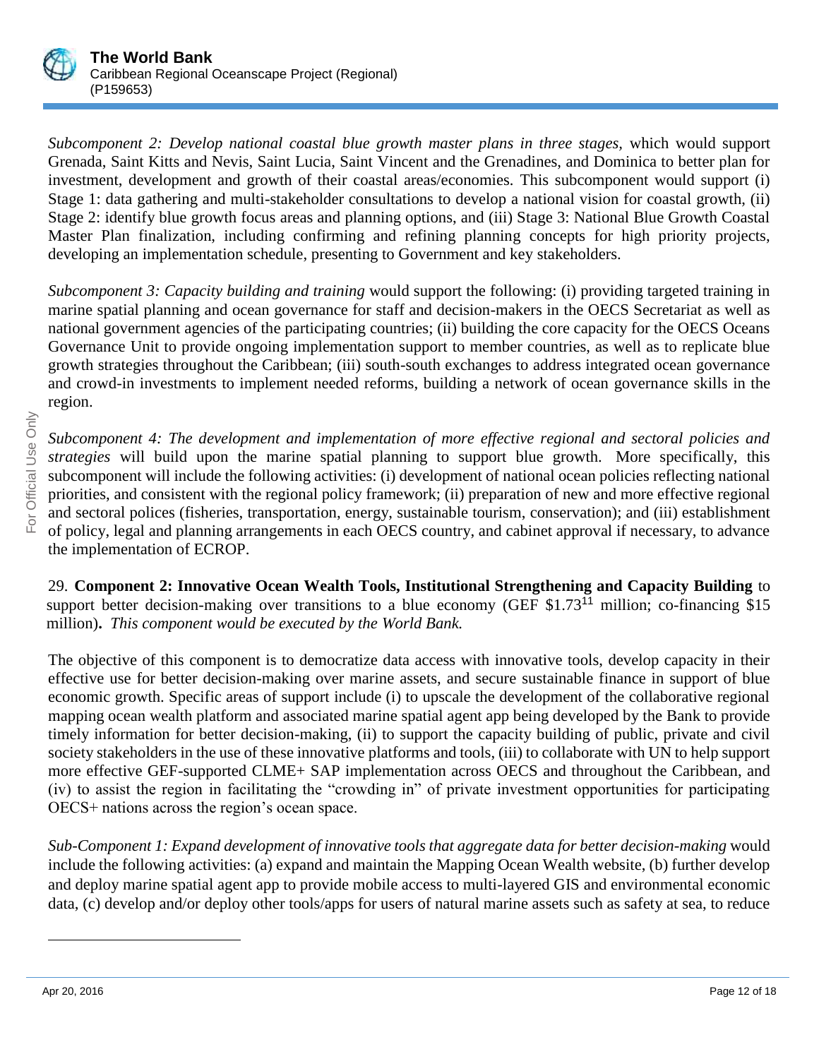*Subcomponent 2: Develop national coastal blue growth master plans in three stages,* which would support Grenada, Saint Kitts and Nevis, Saint Lucia, Saint Vincent and the Grenadines, and Dominica to better plan for investment, development and growth of their coastal areas/economies. This subcomponent would support (i) Stage 1: data gathering and multi-stakeholder consultations to develop a national vision for coastal growth, (ii) Stage 2: identify blue growth focus areas and planning options, and (iii) Stage 3: National Blue Growth Coastal Master Plan finalization, including confirming and refining planning concepts for high priority projects, developing an implementation schedule, presenting to Government and key stakeholders.

*Subcomponent 3: Capacity building and training* would support the following: (i) providing targeted training in marine spatial planning and ocean governance for staff and decision-makers in the OECS Secretariat as well as national government agencies of the participating countries; (ii) building the core capacity for the OECS Oceans Governance Unit to provide ongoing implementation support to member countries, as well as to replicate blue growth strategies throughout the Caribbean; (iii) south-south exchanges to address integrated ocean governance and crowd-in investments to implement needed reforms, building a network of ocean governance skills in the region.

*Subcomponent 4: The development and implementation of more effective regional and sectoral policies and strategies* will build upon the marine spatial planning to support blue growth. More specifically, this subcomponent will include the following activities: (i) development of national ocean policies reflecting national priorities, and consistent with the regional policy framework; (ii) preparation of new and more effective regional and sectoral polices (fisheries, transportation, energy, sustainable tourism, conservation); and (iii) establishment of policy, legal and planning arrangements in each OECS country, and cabinet approval if necessary, to advance the implementation of ECROP.

29. **Component 2: Innovative Ocean Wealth Tools, Institutional Strengthening and Capacity Building** to support better decision-making over transitions to a blue economy (GEF \$1.73[11] million; co-financing \$15 million)**.** *This component would be executed by the World Bank.*

The objective of this component is to democratize data access with innovative tools, develop capacity in their effective use for better decision-making over marine assets, and secure sustainable finance in support of blue economic growth. Specific areas of support include (i) to upscale the development of the collaborative regional mapping ocean wealth platform and associated marine spatial agent app being developed by the Bank to provide timely information for better decision-making, (ii) to support the capacity building of public, private and civil society stakeholders in the use of these innovative platforms and tools, (iii) to collaborate with UN to help support more effective GEF-supported CLME+ SAP implementation across OECS and throughout the Caribbean, and (iv) to assist the region in facilitating the "crowding in" of private investment opportunities for participating OECS+ nations across the region's ocean space.

*Sub-Component 1: Expand development of innovative tools that aggregate data for better decision-making* would include the following activities: (a) expand and maintain the Mapping Ocean Wealth website, (b) further develop and deploy marine spatial agent app to provide mobile access to multi-layered GIS and environmental economic data, (c) develop and/or deploy other tools/apps for users of natural marine assets such as safety at sea, to reduce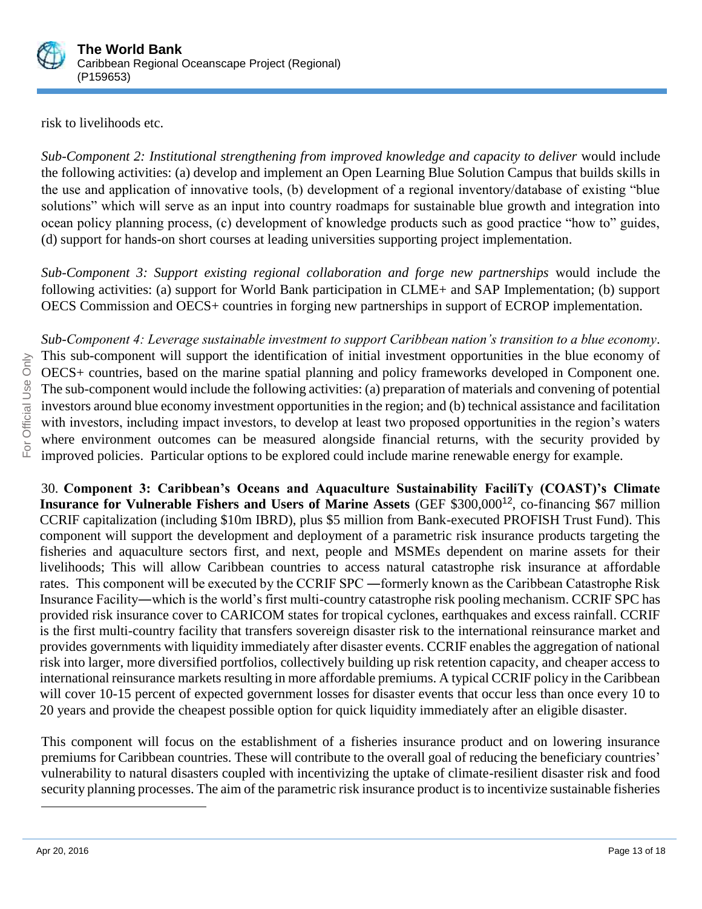risk to livelihoods etc.

*Sub-Component 2: Institutional strengthening from improved knowledge and capacity to deliver* would include the following activities: (a) develop and implement an Open Learning Blue Solution Campus that builds skills in the use and application of innovative tools, (b) development of a regional inventory/database of existing "blue solutions" which will serve as an input into country roadmaps for sustainable blue growth and integration into ocean policy planning process, (c) development of knowledge products such as good practice "how to" guides, (d) support for hands-on short courses at leading universities supporting project implementation.

*Sub-Component 3: Support existing regional collaboration and forge new partnerships* would include the following activities: (a) support for World Bank participation in CLME+ and SAP Implementation; (b) support OECS Commission and OECS+ countries in forging new partnerships in support of ECROP implementation.

*Sub-Component 4: Leverage sustainable investment to support Caribbean nation's transition to a blue economy*. This sub-component will support the identification of initial investment opportunities in the blue economy of OECS+ countries, based on the marine spatial planning and policy frameworks developed in Component one. The sub-component would include the following activities: (a) preparation of materials and convening of potential investors around blue economy investment opportunities in the region; and (b) technical assistance and facilitation with investors, including impact investors, to develop at least two proposed opportunities in the region's waters where environment outcomes can be measured alongside financial returns, with the security provided by improved policies. Particular options to be explored could include marine renewable energy for example.

30. **Component 3: Caribbean's Oceans and Aquaculture Sustainability FaciliTy (COAST)'s Climate Insurance for Vulnerable Fishers and Users of Marine Assets** (GEF $300,000[12], co-financing $67 million CCRIF capitalization (including $10m IBRD), plus $5 million from Bank-executed PROFISH Trust Fund). This component will support the development and deployment of a parametric risk insurance products targeting the fisheries and aquaculture sectors first, and next, people and MSMEs dependent on marine assets for their livelihoods; This will allow Caribbean countries to access natural catastrophe risk insurance at affordable rates. This component will be executed by the CCRIF SPC ―formerly known as the Caribbean Catastrophe Risk Insurance Facility―which is the world's first multi-country catastrophe risk pooling mechanism. CCRIF SPC has provided risk insurance cover to CARICOM states for tropical cyclones, earthquakes and excess rainfall. CCRIF is the first multi-country facility that transfers sovereign disaster risk to the international reinsurance market and provides governments with liquidity immediately after disaster events. CCRIF enables the aggregation of national risk into larger, more diversified portfolios, collectively building up risk retention capacity, and cheaper access to international reinsurance markets resulting in more affordable premiums. A typical CCRIF policy in the Caribbean will cover 10-15 percent of expected government losses for disaster events that occur less than once every 10 to 20 years and provide the cheapest possible option for quick liquidity immediately after an eligible disaster.

This component will focus on the establishment of a fisheries insurance product and on lowering insurance premiums for Caribbean countries. These will contribute to the overall goal of reducing the beneficiary countries' vulnerability to natural disasters coupled with incentivizing the uptake of climate-resilient disaster risk and food security planning processes. The aim of the parametric risk insurance product is to incentivize sustainable fisheries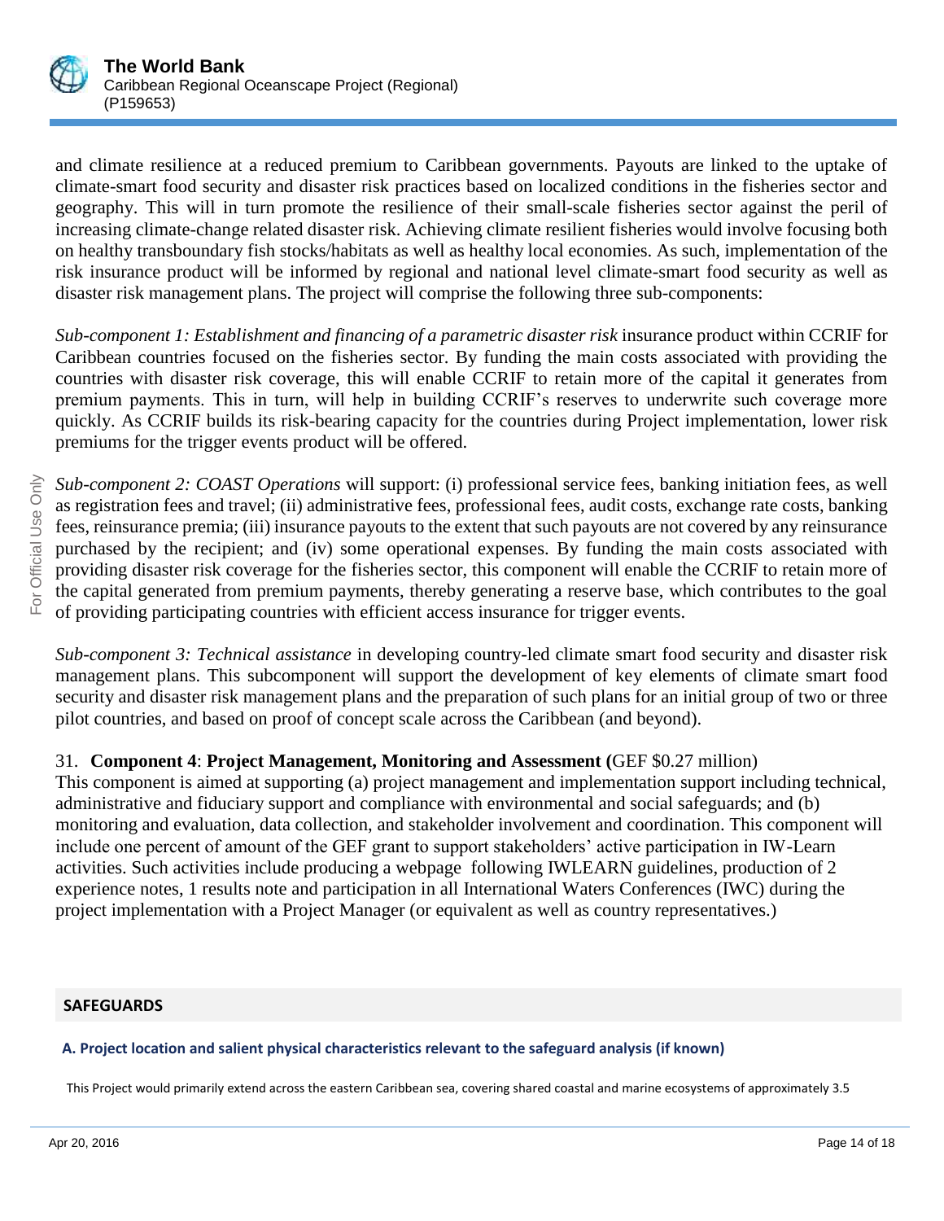and climate resilience at a reduced premium to Caribbean governments. Payouts are linked to the uptake of climate-smart food security and disaster risk practices based on localized conditions in the fisheries sector and geography. This will in turn promote the resilience of their small-scale fisheries sector against the peril of increasing climate-change related disaster risk. Achieving climate resilient fisheries would involve focusing both on healthy transboundary fish stocks/habitats as well as healthy local economies. As such, implementation of the risk insurance product will be informed by regional and national level climate-smart food security as well as disaster risk management plans. The project will comprise the following three sub-components:

*Sub-component 1: Establishment and financing of a parametric disaster risk* insurance product within CCRIF for Caribbean countries focused on the fisheries sector. By funding the main costs associated with providing the countries with disaster risk coverage, this will enable CCRIF to retain more of the capital it generates from premium payments. This in turn, will help in building CCRIF's reserves to underwrite such coverage more quickly. As CCRIF builds its risk-bearing capacity for the countries during Project implementation, lower risk premiums for the trigger events product will be offered.

*Sub-component 2: COAST Operations* will support: (i) professional service fees, banking initiation fees, as well as registration fees and travel; (ii) administrative fees, professional fees, audit costs, exchange rate costs, banking fees, reinsurance premia; (iii) insurance payouts to the extent that such payouts are not covered by any reinsurance purchased by the recipient; and (iv) some operational expenses. By funding the main costs associated with providing disaster risk coverage for the fisheries sector, this component will enable the CCRIF to retain more of the capital generated from premium payments, thereby generating a reserve base, which contributes to the goal of providing participating countries with efficient access insurance for trigger events.

*Sub-component 3: Technical assistance* in developing country-led climate smart food security and disaster risk management plans. This subcomponent will support the development of key elements of climate smart food security and disaster risk management plans and the preparation of such plans for an initial group of two or three pilot countries, and based on proof of concept scale across the Caribbean (and beyond).

31. **Component 4**: **Project Management, Monitoring and Assessment (**GEF $0.27 million)
This component is aimed at supporting (a) project management and implementation support including technical, administrative and fiduciary support and compliance with environmental and social safeguards; and (b) monitoring and evaluation, data collection, and stakeholder involvement and coordination. This component will include one percent of amount of the GEF grant to support stakeholders' active participation in IW-Learn activities. Such activities include producing a webpage following IWLEARN guidelines, production of 2 experience notes, 1 results note and participation in all International Waters Conferences (IWC) during the project implementation with a Project Manager (or equivalent as well as country representatives.)

## SAFEGUARDS

### A. Project location and salient physical characteristics relevant to the safeguard analysis (if known)

This Project would primarily extend across the eastern Caribbean sea, covering shared coastal and marine ecosystems of approximately 3.5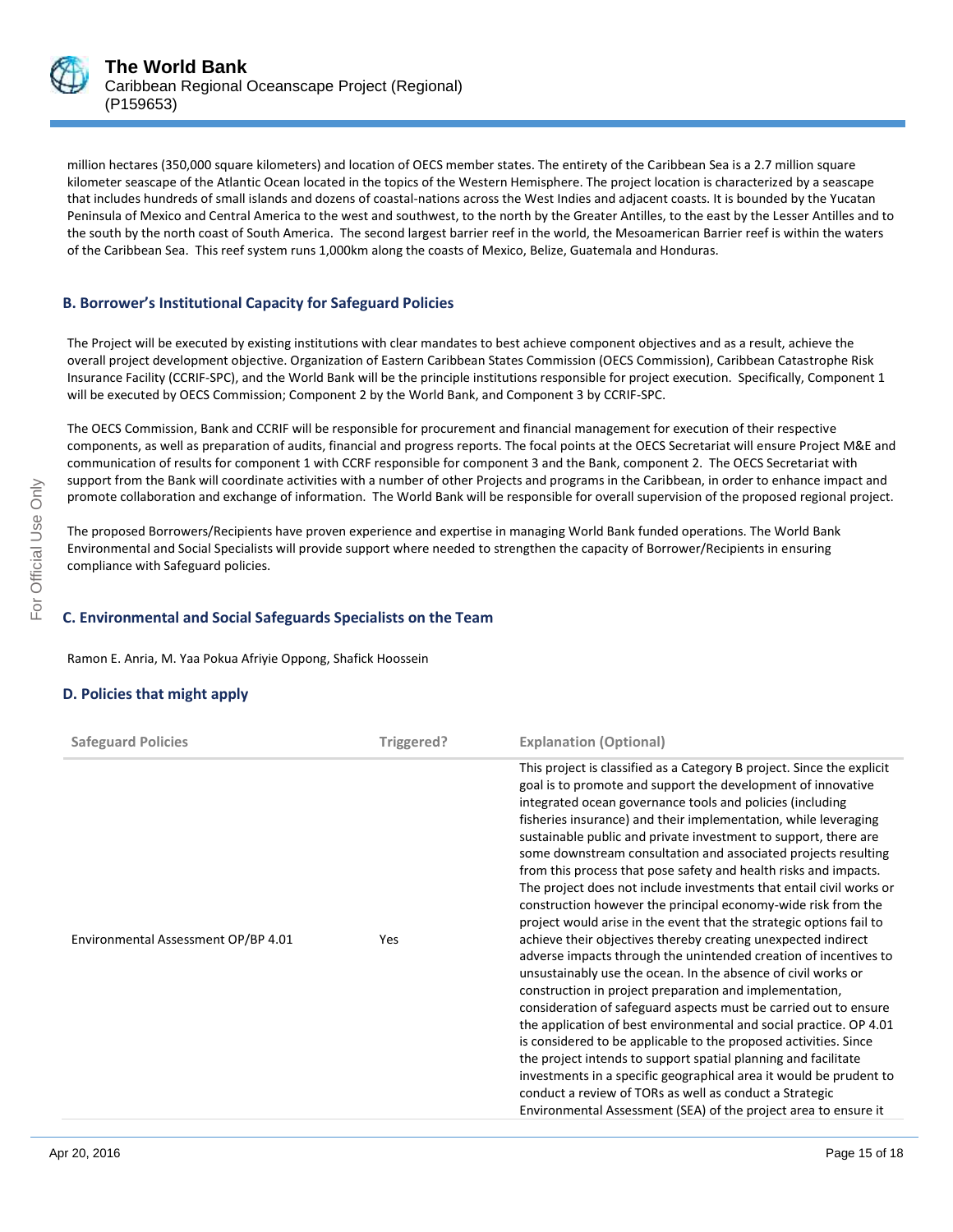million hectares (350,000 square kilometers) and location of OECS member states. The entirety of the Caribbean Sea is a 2.7 million square kilometer seascape of the Atlantic Ocean located in the topics of the Western Hemisphere. The project location is characterized by a seascape that includes hundreds of small islands and dozens of coastal-nations across the West Indies and adjacent coasts. It is bounded by the Yucatan Peninsula of Mexico and Central America to the west and southwest, to the north by the Greater Antilles, to the east by the Lesser Antilles and to the south by the north coast of South America. The second largest barrier reef in the world, the Mesoamerican Barrier reef is within the waters of the Caribbean Sea. This reef system runs 1,000km along the coasts of Mexico, Belize, Guatemala and Honduras.

### B. Borrower's Institutional Capacity for Safeguard Policies

The Project will be executed by existing institutions with clear mandates to best achieve component objectives and as a result, achieve the overall project development objective. Organization of Eastern Caribbean States Commission (OECS Commission), Caribbean Catastrophe Risk Insurance Facility (CCRIF-SPC), and the World Bank will be the principle institutions responsible for project execution. Specifically, Component 1 will be executed by OECS Commission; Component 2 by the World Bank, and Component 3 by CCRIF-SPC.

The OECS Commission, Bank and CCRIF will be responsible for procurement and financial management for execution of their respective components, as well as preparation of audits, financial and progress reports. The focal points at the OECS Secretariat will ensure Project M&E and communication of results for component 1 with CCRF responsible for component 3 and the Bank, component 2. The OECS Secretariat with support from the Bank will coordinate activities with a number of other Projects and programs in the Caribbean, in order to enhance impact and promote collaboration and exchange of information. The World Bank will be responsible for overall supervision of the proposed regional project.

The proposed Borrowers/Recipients have proven experience and expertise in managing World Bank funded operations. The World Bank Environmental and Social Specialists will provide support where needed to strengthen the capacity of Borrower/Recipients in ensuring compliance with Safeguard policies.

### C. Environmental and Social Safeguards Specialists on the Team

Ramon E. Anria, M. Yaa Pokua Afriyie Oppong, Shafick Hoossein

### D. Policies that might apply

| Safeguard Policies | Triggered? | Explanation (Optional) |
|---|---|---|
| Environmental Assessment OP/BP 4.01 | Yes | This project is classified as a Category B project. Since the explicit goal is to promote and support the development of innovative integrated ocean governance tools and policies (including fisheries insurance) and their implementation, while leveraging sustainable public and private investment to support, there are some downstream consultation and associated projects resulting from this process that pose safety and health risks and impacts. The project does not include investments that entail civil works or construction however the principal economy-wide risk from the project would arise in the event that the strategic options fail to achieve their objectives thereby creating unexpected indirect adverse impacts through the unintended creation of incentives to unsustainably use the ocean. In the absence of civil works or construction in project preparation and implementation, consideration of safeguard aspects must be carried out to ensure the application of best environmental and social practice. OP 4.01 is considered to be applicable to the proposed activities. Since the project intends to support spatial planning and facilitate investments in a specific geographical area it would be prudent to conduct a review of TORs as well as conduct a Strategic Environmental Assessment (SEA) of the project area to ensure it |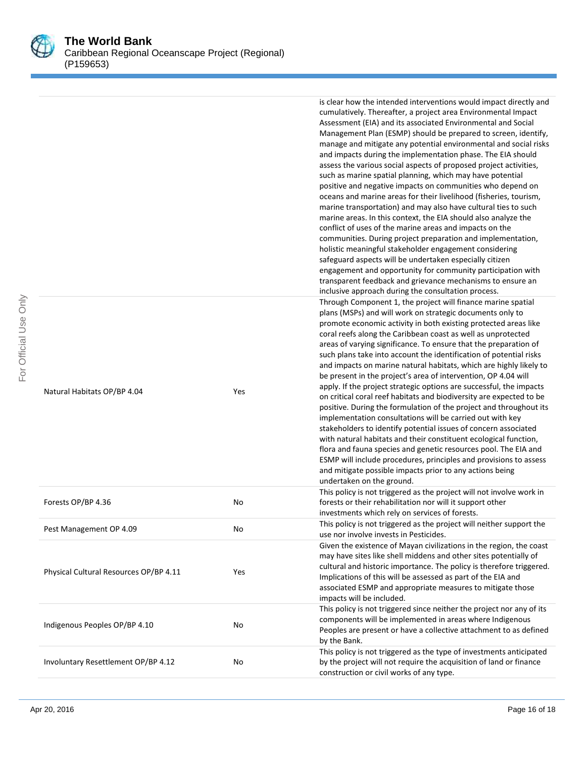| | | |
|---|---|---|
| | | is clear how the intended interventions would impact directly and cumulatively. Thereafter, a project area Environmental Impact Assessment (EIA) and its associated Environmental and Social Management Plan (ESMP) should be prepared to screen, identify, manage and mitigate any potential environmental and social risks and impacts during the implementation phase. The EIA should assess the various social aspects of proposed project activities, such as marine spatial planning, which may have potential positive and negative impacts on communities who depend on oceans and marine areas for their livelihood (fisheries, tourism, marine transportation) and may also have cultural ties to such marine areas. In this context, the EIA should also analyze the conflict of uses of the marine areas and impacts on the communities. During project preparation and implementation, holistic meaningful stakeholder engagement considering safeguard aspects will be undertaken especially citizen engagement and opportunity for community participation with transparent feedback and grievance mechanisms to ensure an inclusive approach during the consultation process. |
| Natural Habitats OP/BP 4.04 | Yes | Through Component 1, the project will finance marine spatial plans (MSPs) and will work on strategic documents only to promote economic activity in both existing protected areas like coral reefs along the Caribbean coast as well as unprotected areas of varying significance. To ensure that the preparation of such plans take into account the identification of potential risks and impacts on marine natural habitats, which are highly likely to be present in the project's area of intervention, OP 4.04 will apply. If the project strategic options are successful, the impacts on critical coral reef habitats and biodiversity are expected to be positive. During the formulation of the project and throughout its implementation consultations will be carried out with key stakeholders to identify potential issues of concern associated with natural habitats and their constituent ecological function, flora and fauna species and genetic resources pool. The EIA and ESMP will include procedures, principles and provisions to assess and mitigate possible impacts prior to any actions being undertaken on the ground. |
| Forests OP/BP 4.36 | No | This policy is not triggered as the project will not involve work in forests or their rehabilitation nor will it support other investments which rely on services of forests. |
| Pest Management OP 4.09 | No | This policy is not triggered as the project will neither support the use nor involve invests in Pesticides. |
| Physical Cultural Resources OP/BP 4.11 | Yes | Given the existence of Mayan civilizations in the region, the coast may have sites like shell middens and other sites potentially of cultural and historic importance. The policy is therefore triggered. Implications of this will be assessed as part of the EIA and associated ESMP and appropriate measures to mitigate those impacts will be included. |
| Indigenous Peoples OP/BP 4.10 | No | This policy is not triggered since neither the project nor any of its components will be implemented in areas where Indigenous Peoples are present or have a collective attachment to as defined by the Bank. |
| Involuntary Resettlement OP/BP 4.12 | No | This policy is not triggered as the type of investments anticipated by the project will not require the acquisition of land or finance construction or civil works of any type. |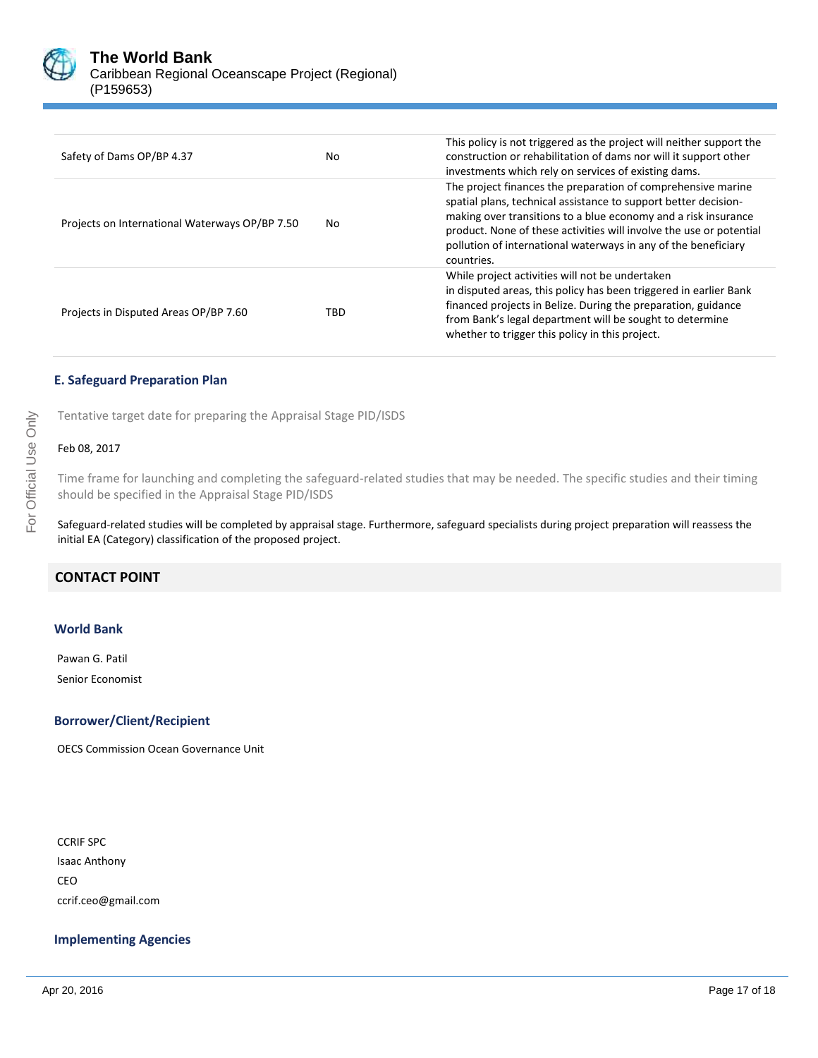| | | |
|---|---|---|
| Safety of Dams OP/BP 4.37 | No | This policy is not triggered as the project will neither support the construction or rehabilitation of dams nor will it support other investments which rely on services of existing dams. |
| Projects on International Waterways OP/BP 7.50 | No | The project finances the preparation of comprehensive marine spatial plans, technical assistance to support better decision-making over transitions to a blue economy and a risk insurance product. None of these activities will involve the use or potential pollution of international waterways in any of the beneficiary countries. |
| Projects in Disputed Areas OP/BP 7.60 | TBD | While project activities will not be undertaken in disputed areas, this policy has been triggered in earlier Bank financed projects in Belize. During the preparation, guidance from Bank's legal department will be sought to determine whether to trigger this policy in this project. |

### E. Safeguard Preparation Plan

Tentative target date for preparing the Appraisal Stage PID/ISDS

Feb 08, 2017

Time frame for launching and completing the safeguard-related studies that may be needed. The specific studies and their timing should be specified in the Appraisal Stage PID/ISDS

Safeguard-related studies will be completed by appraisal stage. Furthermore, safeguard specialists during project preparation will reassess the initial EA (Category) classification of the proposed project.

## CONTACT POINT

### World Bank

Pawan G. Patil
Senior Economist

### Borrower/Client/Recipient

OECS Commission Ocean Governance Unit

CCRIF SPC
Isaac Anthony
CEO
ccrif.ceo@gmail.com

### Implementing Agencies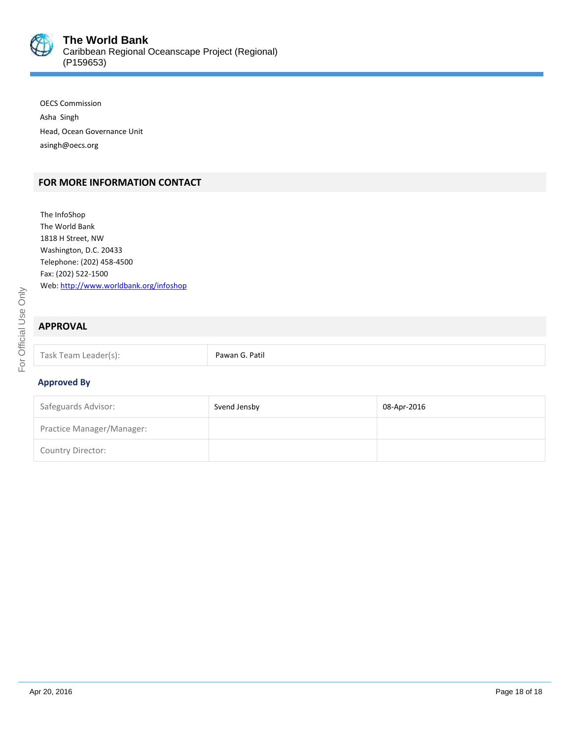OECS Commission
Asha Singh
Head, Ocean Governance Unit
asingh@oecs.org

## FOR MORE INFORMATION CONTACT

The InfoShop
The World Bank
1818 H Street, NW
Washington, D.C. 20433
Telephone: (202) 458-4500
Fax: (202) 522-1500
Web: http://www.worldbank.org/infoshop

## APPROVAL

| | |
|---|---|
| Task Team Leader(s): | Pawan G. Patil |

### Approved By

| | | |
|---|---|---|
| Safeguards Advisor: | Svend Jensby | 08-Apr-2016 |
| Practice Manager/Manager: | | |
| Country Director: | | |